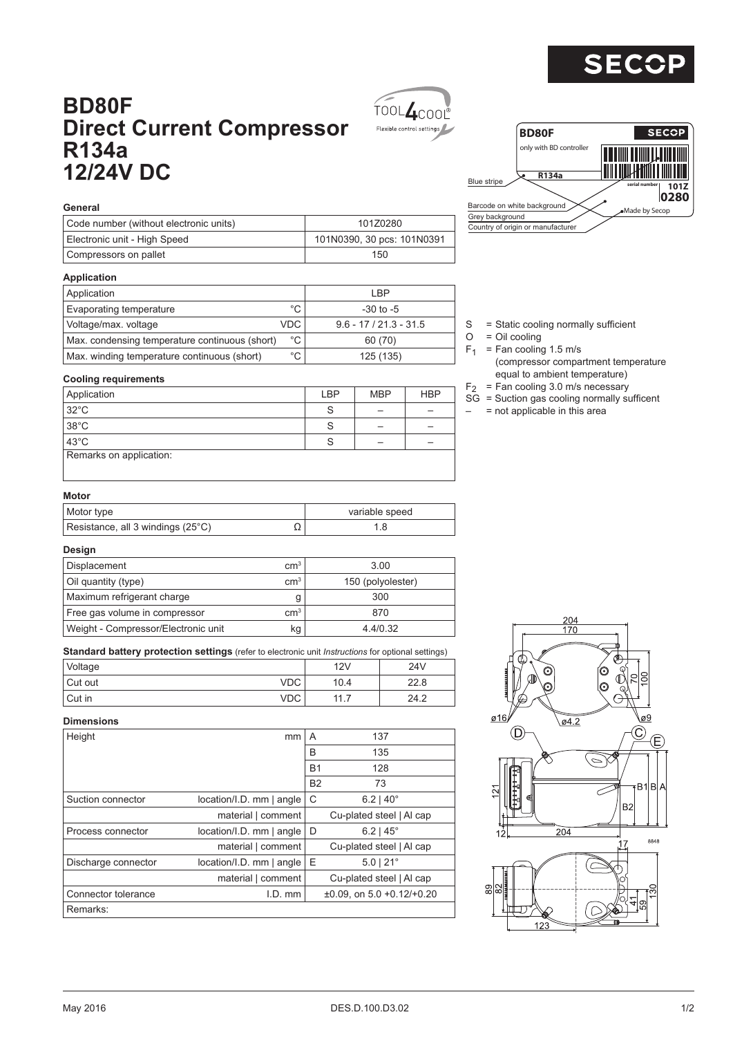# BD80F Direct Current Compressor R134a 12/24V DC

TOOL4COOL® Flexible control settings

SECOP

BD80F — only with BD controller — R134a — serial number — 101Z 0280

- Blue stripe
- Barcode on white background
- Grey background
- Country of origin or manufacturer
- Made by Secop

### General

| Code number (without electronic units) | 101Z0280 |
|---|---|
| Electronic unit - High Speed | 101N0390, 30 pcs: 101N0391 |
| Compressors on pallet | 150 |

### Application

| Application | | LBP |
|---|---|---|
| Evaporating temperature | °C | -30 to -5 |
| Voltage/max. voltage | VDC | 9.6 - 17 / 21.3 - 31.5 |
| Max. condensing temperature continuous (short) | °C | 60 (70) |
| Max. winding temperature continuous (short) | °C | 125 (135) |

### Cooling requirements

| Application | LBP | MBP | HBP |
|---|---|---|---|
| 32°C | S | – | – |
| 38°C | S | – | – |
| 43°C | S | – | – |
| Remarks on application: | | | |

- S = Static cooling normally sufficient
- O = Oil cooling
- $F_1$ = Fan cooling 1.5 m/s (compressor compartment temperature equal to ambient temperature)
- $F_2$ = Fan cooling 3.0 m/s necessary
- SG = Suction gas cooling normally sufficent
- – = not applicable in this area

### Motor

| Motor type | | variable speed |
|---|---|---|
| Resistance, all 3 windings (25°C) | Ω | 1.8 |

### Design

| Displacement | $cm^3$ | 3.00 |
|---|---|---|
| Oil quantity (type) | $cm^3$ | 150 (polyolester) |
| Maximum refrigerant charge | g | 300 |
| Free gas volume in compressor | $cm^3$ | 870 |
| Weight - Compressor/Electronic unit | kg | 4.4/0.32 |

### Standard battery protection settings (refer to electronic unit *Instructions* for optional settings)

| Voltage | | 12V | 24V |
|---|---|---|---|
| Cut out | VDC | 10.4 | 22.8 |
| Cut in | VDC | 11.7 | 24.2 |

### Dimensions

| Height | mm | A | 137 |
|---|---|---|---|
| | | B | 135 |
| | | B1 | 128 |
| | | B2 | 73 |
| Suction connector | location/I.D. mm \| angle | C | 6.2 \| 40° |
| | material \| comment | | Cu-plated steel \| Al cap |
| Process connector | location/I.D. mm \| angle | D | 6.2 \| 45° |
| | material \| comment | | Cu-plated steel \| Al cap |
| Discharge connector | location/I.D. mm \| angle | E | 5.0 \| 21° |
| | material \| comment | | Cu-plated steel \| Al cap |
| Connector tolerance | I.D. mm | | ±0.09, on 5.0 +0.12/+0.20 |
| Remarks: | | | |

May 2016 DES.D.100.D3.02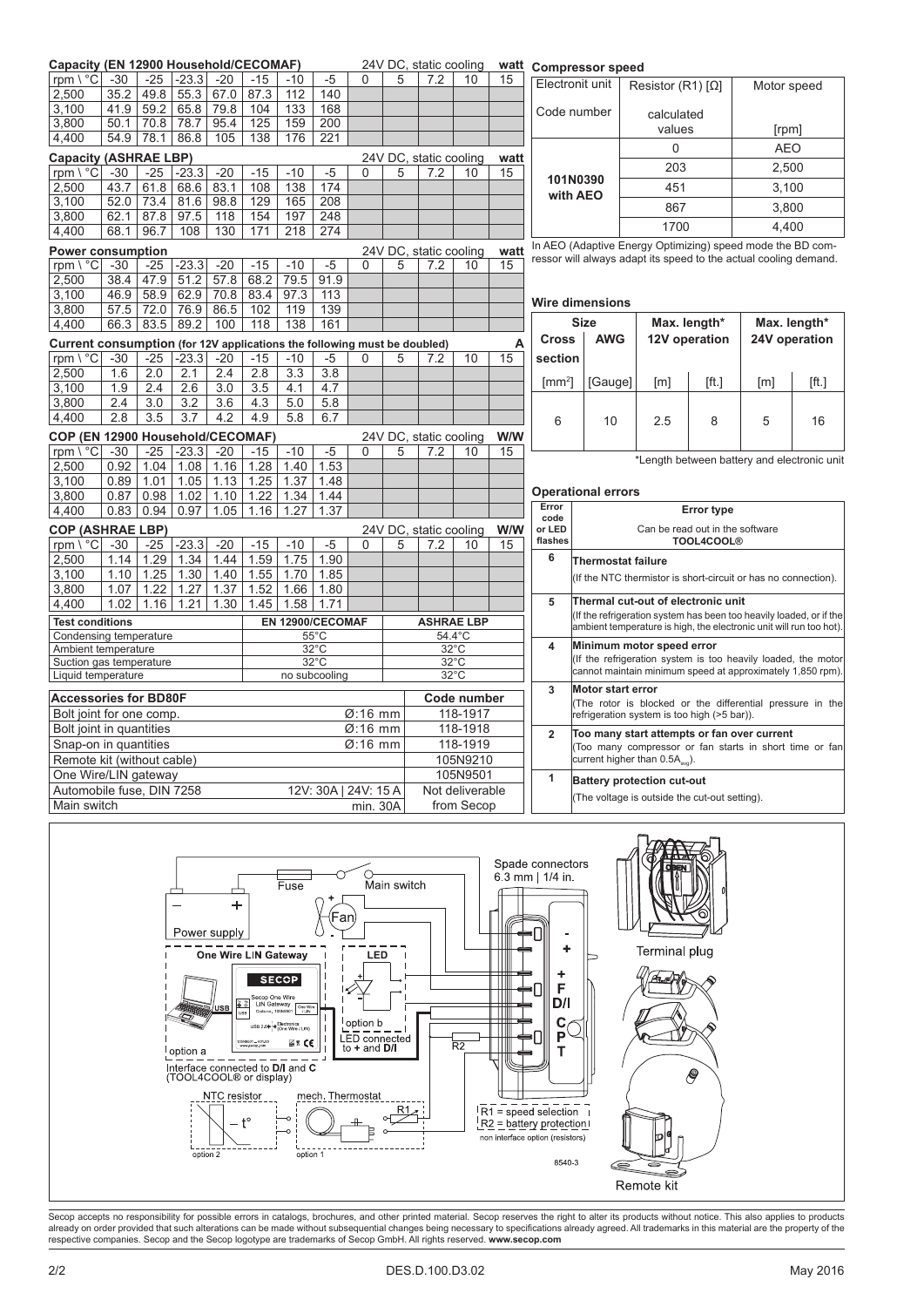### Capacity (EN 12900 Household/CECOMAF) — 24V DC, static cooling — watt

| rpm \ °C | -30 | -25 | -23.3 | -20 | -15 | -10 | -5 | 0 | 5 | 7.2 | 10 | 15 |
|---|---|---|---|---|---|---|---|---|---|---|---|---|
| 2,500 | 35.2 | 49.8 | 55.3 | 67.0 | 87.3 | 112 | 140 | | | | | |
| 3,100 | 41.9 | 59.2 | 65.8 | 79.8 | 104 | 133 | 168 | | | | | |
| 3,800 | 50.1 | 70.8 | 78.7 | 95.4 | 125 | 159 | 200 | | | | | |
| 4,400 | 54.9 | 78.1 | 86.8 | 105 | 138 | 176 | 221 | | | | | |

### Capacity (ASHRAE LBP) — 24V DC, static cooling — watt

| rpm \ °C | -30 | -25 | -23.3 | -20 | -15 | -10 | -5 | 0 | 5 | 7.2 | 10 | 15 |
|---|---|---|---|---|---|---|---|---|---|---|---|---|
| 2,500 | 43.7 | 61.8 | 68.6 | 83.1 | 108 | 138 | 174 | | | | | |
| 3,100 | 52.0 | 73.4 | 81.6 | 98.8 | 129 | 165 | 208 | | | | | |
| 3,800 | 62.1 | 87.8 | 97.5 | 118 | 154 | 197 | 248 | | | | | |
| 4,400 | 68.1 | 96.7 | 108 | 130 | 171 | 218 | 274 | | | | | |

### Power consumption — 24V DC, static cooling — watt

| rpm \ °C | -30 | -25 | -23.3 | -20 | -15 | -10 | -5 | 0 | 5 | 7.2 | 10 | 15 |
|---|---|---|---|---|---|---|---|---|---|---|---|---|
| 2,500 | 38.4 | 47.9 | 51.2 | 57.8 | 68.2 | 79.5 | 91.9 | | | | | |
| 3,100 | 46.9 | 58.9 | 62.9 | 70.8 | 83.4 | 97.3 | 113 | | | | | |
| 3,800 | 57.5 | 72.0 | 76.9 | 86.5 | 102 | 119 | 139 | | | | | |
| 4,400 | 66.3 | 83.5 | 89.2 | 100 | 118 | 138 | 161 | | | | | |

### Current consumption (for 12V applications the following must be doubled) — A

| rpm \ °C | -30 | -25 | -23.3 | -20 | -15 | -10 | -5 | 0 | 5 | 7.2 | 10 | 15 |
|---|---|---|---|---|---|---|---|---|---|---|---|---|
| 2,500 | 1.6 | 2.0 | 2.1 | 2.4 | 2.8 | 3.3 | 3.8 | | | | | |
| 3,100 | 1.9 | 2.4 | 2.6 | 3.0 | 3.5 | 4.1 | 4.7 | | | | | |
| 3,800 | 2.4 | 3.0 | 3.2 | 3.6 | 4.3 | 5.0 | 5.8 | | | | | |
| 4,400 | 2.8 | 3.5 | 3.7 | 4.2 | 4.9 | 5.8 | 6.7 | | | | | |

### COP (EN 12900 Household/CECOMAF) — 24V DC, static cooling — W/W

| rpm \ °C | -30 | -25 | -23.3 | -20 | -15 | -10 | -5 | 0 | 5 | 7.2 | 10 | 15 |
|---|---|---|---|---|---|---|---|---|---|---|---|---|
| 2,500 | 0.92 | 1.04 | 1.08 | 1.16 | 1.28 | 1.40 | 1.53 | | | | | |
| 3,100 | 0.89 | 1.01 | 1.05 | 1.13 | 1.25 | 1.37 | 1.48 | | | | | |
| 3,800 | 0.87 | 0.98 | 1.02 | 1.10 | 1.22 | 1.34 | 1.44 | | | | | |
| 4,400 | 0.83 | 0.94 | 0.97 | 1.05 | 1.16 | 1.27 | 1.37 | | | | | |

### COP (ASHRAE LBP) — 24V DC, static cooling — W/W

| rpm \ °C | -30 | -25 | -23.3 | -20 | -15 | -10 | -5 | 0 | 5 | 7.2 | 10 | 15 |
|---|---|---|---|---|---|---|---|---|---|---|---|---|
| 2,500 | 1.14 | 1.29 | 1.34 | 1.44 | 1.59 | 1.75 | 1.90 | | | | | |
| 3,100 | 1.10 | 1.25 | 1.30 | 1.40 | 1.55 | 1.70 | 1.85 | | | | | |
| 3,800 | 1.07 | 1.22 | 1.27 | 1.37 | 1.52 | 1.66 | 1.80 | | | | | |
| 4,400 | 1.02 | 1.16 | 1.21 | 1.30 | 1.45 | 1.58 | 1.71 | | | | | |

| Test conditions | EN 12900/CECOMAF | ASHRAE LBP |
|---|---|---|
| Condensing temperature | 55°C | 54.4°C |
| Ambient temperature | 32°C | 32°C |
| Suction gas temperature | 32°C | 32°C |
| Liquid temperature | no subcooling | 32°C |

| Accessories for BD80F | | Code number |
|---|---|---|
| Bolt joint for one comp. | Ø:16 mm | 118-1917 |
| Bolt joint in quantities | Ø:16 mm | 118-1918 |
| Snap-on in quantities | Ø:16 mm | 118-1919 |
| Remote kit (without cable) | | 105N9210 |
| One Wire/LIN gateway | | 105N9501 |
| Automobile fuse, DIN 7258 | 12V: 30A \| 24V: 15 A | Not deliverable from Secop |
| Main switch | min. 30A | |

### Compressor speed

| Electronit unit Code number | Resistor (R1) [Ω] calculated values | Motor speed [rpm] |
|---|---|---|
| 101N0390 with AEO | 0 | AEO |
| | 203 | 2,500 |
| | 451 | 3,100 |
| | 867 | 3,800 |
| | 1700 | 4,400 |

In AEO (Adaptive Energy Optimizing) speed mode the BD compressor will always adapt its speed to the actual cooling demand.

### Wire dimensions

| Size | | Max. length* 12V operation | | Max. length* 24V operation | |
|---|---|---|---|---|---|
| Cross section [mm²] | AWG [Gauge] | [m] | [ft.] | [m] | [ft.] |
| 6 | 10 | 2.5 | 8 | 5 | 16 |

*Length between battery and electronic unit

### Operational errors

| Error code or LED flashes | Error type (Can be read out in the software TOOL4COOL®) |
|---|---|
| 6 | **Thermostat failure** (If the NTC thermistor is short-circuit or has no connection). |
| 5 | **Thermal cut-out of electronic unit** (If the refrigeration system has been too heavily loaded, or if the ambient temperature is high, the electronic unit will run too hot). |
| 4 | **Minimum motor speed error** (If the refrigeration system is too heavily loaded, the motor cannot maintain minimum speed at approximately 1,850 rpm). |
| 3 | **Motor start error** (The rotor is blocked or the differential pressure in the refrigeration system is too high (>5 bar)). |
| 2 | **Too many start attempts or fan over current** (Too many compressor or fan starts in short time or fan current higher than $0.5A_{avg}$). |
| 1 | **Battery protection cut-out** (The voltage is outside the cut-out setting). |

Fuse
Main switch
Power supply
Fan
One Wire LIN Gateway
LED
option a
option b
LED connected to + and D/I
Interface connected to D/I and C (TOOL4COOL® or display)
NTC resistor
option 2
mech. Thermostat
option 1
R1
R2
Spade connectors 6.3 mm | 1/4 in.
- + + F D/I C P T
R1 = speed selection
R2 = battery protection
non interface option (resistors)
8540-3
Terminal plug
Remote kit

Secop accepts no responsibility for possible errors in catalogs, brochures, and other printed material. Secop reserves the right to alter its products without notice. This also applies to products already on order provided that such alterations can be made without subsequential changes being necessary to specifications already agreed. All trademarks in this material are the property of the respective companies. Secop and the Secop logotype are trademarks of Secop GmbH. All rights reserved. **www.secop.com**

DES.D.100.D3.02 May 2016